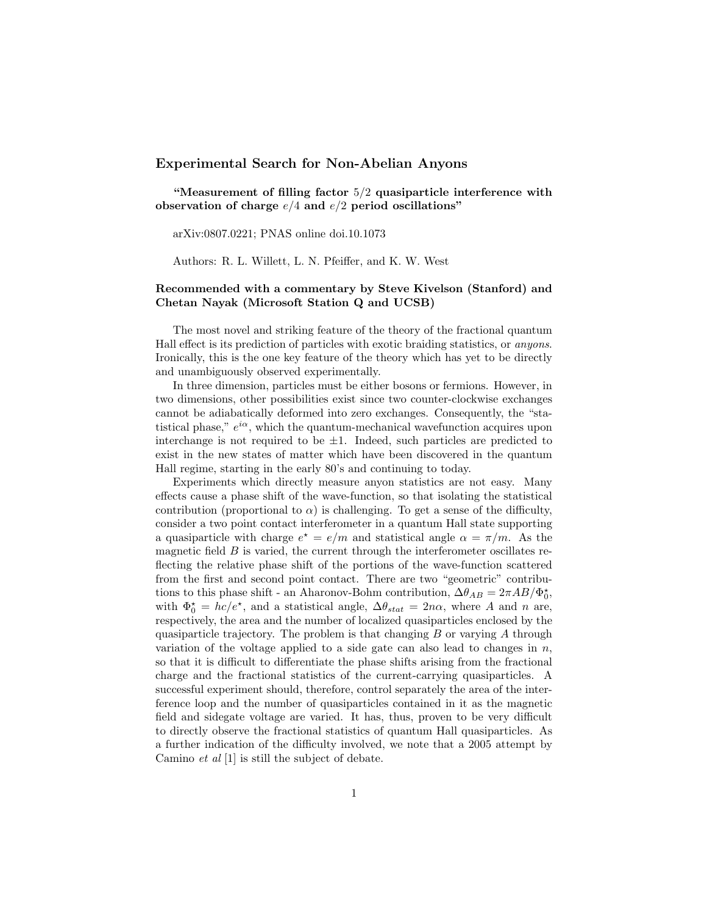## Experimental Search for Non-Abelian Anyons

**"Measurement of filling factor $5/2$ quasiparticle interference with observation of charge $e/4$ and $e/2$ period oscillations"**

arXiv:0807.0221; PNAS online doi.10.1073

Authors: R. L. Willett, L. N. Pfeiffer, and K. W. West

**Recommended with a commentary by Steve Kivelson (Stanford) and Chetan Nayak (Microsoft Station Q and UCSB)**

The most novel and striking feature of the theory of the fractional quantum Hall effect is its prediction of particles with exotic braiding statistics, or *anyons.* Ironically, this is the one key feature of the theory which has yet to be directly and unambiguously observed experimentally.

In three dimension, particles must be either bosons or fermions. However, in two dimensions, other possibilities exist since two counter-clockwise exchanges cannot be adiabatically deformed into zero exchanges. Consequently, the "statistical phase," $e^{i\alpha}$, which the quantum-mechanical wavefunction acquires upon interchange is not required to be $\pm 1$. Indeed, such particles are predicted to exist in the new states of matter which have been discovered in the quantum Hall regime, starting in the early 80's and continuing to today.

Experiments which directly measure anyon statistics are not easy. Many effects cause a phase shift of the wave-function, so that isolating the statistical contribution (proportional to $\alpha$) is challenging. To get a sense of the difficulty, consider a two point contact interferometer in a quantum Hall state supporting a quasiparticle with charge $e^\star = e/m$ and statistical angle $\alpha = \pi/m$. As the magnetic field $B$ is varied, the current through the interferometer oscillates reflecting the relative phase shift of the portions of the wave-function scattered from the first and second point contact. There are two "geometric" contributions to this phase shift - an Aharonov-Bohm contribution, $\Delta\theta_{AB} = 2\pi AB/\Phi_0^\star$, with $\Phi_0^\star = hc/e^\star$, and a statistical angle, $\Delta\theta_{stat} = 2n\alpha$, where $A$ and $n$ are, respectively, the area and the number of localized quasiparticles enclosed by the quasiparticle trajectory. The problem is that changing $B$ or varying $A$ through variation of the voltage applied to a side gate can also lead to changes in $n$, so that it is difficult to differentiate the phase shifts arising from the fractional charge and the fractional statistics of the current-carrying quasiparticles. A successful experiment should, therefore, control separately the area of the interference loop and the number of quasiparticles contained in it as the magnetic field and sidegate voltage are varied. It has, thus, proven to be very difficult to directly observe the fractional statistics of quantum Hall quasiparticles. As a further indication of the difficulty involved, we note that a 2005 attempt by Camino *et al* [1] is still the subject of debate.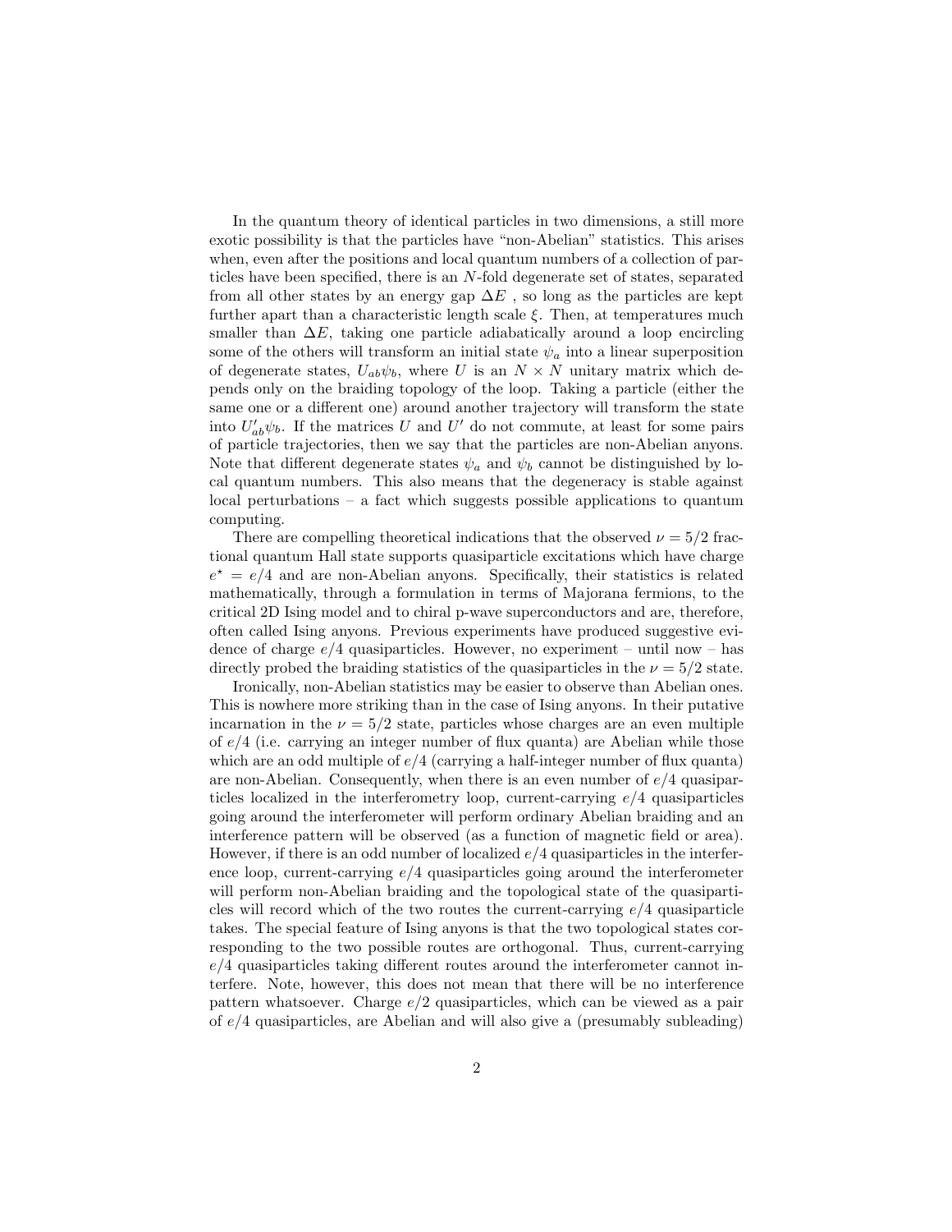In the quantum theory of identical particles in two dimensions, a still more exotic possibility is that the particles have "non-Abelian" statistics. This arises when, even after the positions and local quantum numbers of a collection of particles have been specified, there is an $N$-fold degenerate set of states, separated from all other states by an energy gap $\Delta E$ , so long as the particles are kept further apart than a characteristic length scale $\xi$. Then, at temperatures much smaller than $\Delta E$, taking one particle adiabatically around a loop encircling some of the others will transform an initial state $\psi_a$ into a linear superposition of degenerate states, $U_{ab}\psi_b$, where $U$ is an $N \times N$ unitary matrix which depends only on the braiding topology of the loop. Taking a particle (either the same one or a different one) around another trajectory will transform the state into $U'_{ab}\psi_b$. If the matrices $U$ and $U'$ do not commute, at least for some pairs of particle trajectories, then we say that the particles are non-Abelian anyons. Note that different degenerate states $\psi_a$ and $\psi_b$ cannot be distinguished by local quantum numbers. This also means that the degeneracy is stable against local perturbations – a fact which suggests possible applications to quantum computing.

There are compelling theoretical indications that the observed $\nu = 5/2$ fractional quantum Hall state supports quasiparticle excitations which have charge $e^{\star} = e/4$ and are non-Abelian anyons. Specifically, their statistics is related mathematically, through a formulation in terms of Majorana fermions, to the critical 2D Ising model and to chiral p-wave superconductors and are, therefore, often called Ising anyons. Previous experiments have produced suggestive evidence of charge $e/4$ quasiparticles. However, no experiment – until now – has directly probed the braiding statistics of the quasiparticles in the $\nu = 5/2$ state.

Ironically, non-Abelian statistics may be easier to observe than Abelian ones. This is nowhere more striking than in the case of Ising anyons. In their putative incarnation in the $\nu = 5/2$ state, particles whose charges are an even multiple of $e/4$ (i.e. carrying an integer number of flux quanta) are Abelian while those which are an odd multiple of $e/4$ (carrying a half-integer number of flux quanta) are non-Abelian. Consequently, when there is an even number of $e/4$ quasiparticles localized in the interferometry loop, current-carrying $e/4$ quasiparticles going around the interferometer will perform ordinary Abelian braiding and an interference pattern will be observed (as a function of magnetic field or area). However, if there is an odd number of localized $e/4$ quasiparticles in the interference loop, current-carrying $e/4$ quasiparticles going around the interferometer will perform non-Abelian braiding and the topological state of the quasiparticles will record which of the two routes the current-carrying $e/4$ quasiparticle takes. The special feature of Ising anyons is that the two topological states corresponding to the two possible routes are orthogonal. Thus, current-carrying $e/4$ quasiparticles taking different routes around the interferometer cannot interfere. Note, however, this does not mean that there will be no interference pattern whatsoever. Charge $e/2$ quasiparticles, which can be viewed as a pair of $e/4$ quasiparticles, are Abelian and will also give a (presumably subleading)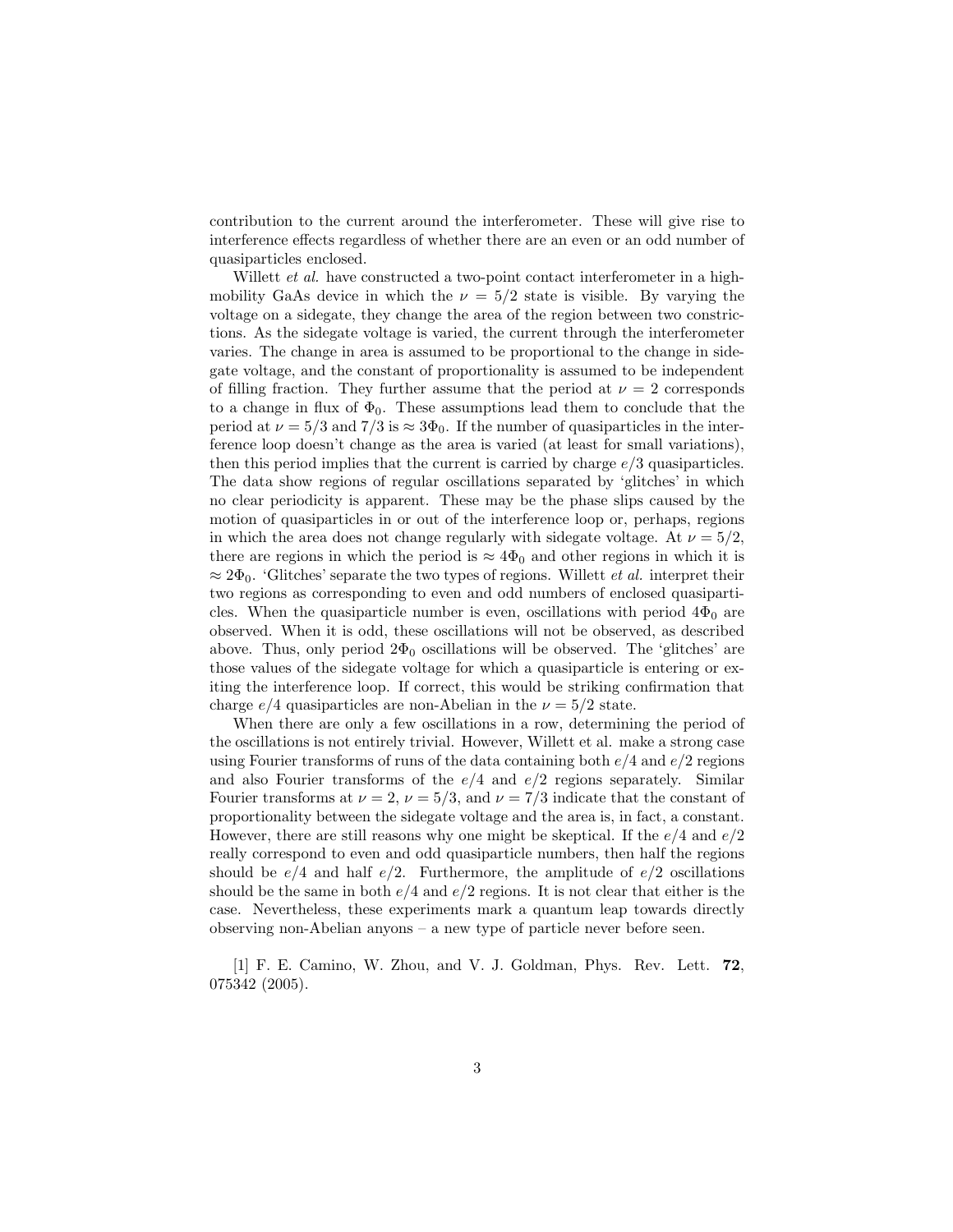contribution to the current around the interferometer. These will give rise to interference effects regardless of whether there are an even or an odd number of quasiparticles enclosed.

Willett *et al.* have constructed a two-point contact interferometer in a high-mobility GaAs device in which the $\nu = 5/2$ state is visible. By varying the voltage on a sidegate, they change the area of the region between two constrictions. As the sidegate voltage is varied, the current through the interferometer varies. The change in area is assumed to be proportional to the change in sidegate voltage, and the constant of proportionality is assumed to be independent of filling fraction. They further assume that the period at $\nu = 2$ corresponds to a change in flux of $\Phi_0$. These assumptions lead them to conclude that the period at $\nu = 5/3$ and $7/3$ is $\approx 3\Phi_0$. If the number of quasiparticles in the interference loop doesn't change as the area is varied (at least for small variations), then this period implies that the current is carried by charge $e/3$ quasiparticles. The data show regions of regular oscillations separated by 'glitches' in which no clear periodicity is apparent. These may be the phase slips caused by the motion of quasiparticles in or out of the interference loop or, perhaps, regions in which the area does not change regularly with sidegate voltage. At $\nu = 5/2$, there are regions in which the period is $\approx 4\Phi_0$ and other regions in which it is $\approx 2\Phi_0$. 'Glitches' separate the two types of regions. Willett *et al.* interpret their two regions as corresponding to even and odd numbers of enclosed quasiparticles. When the quasiparticle number is even, oscillations with period $4\Phi_0$ are observed. When it is odd, these oscillations will not be observed, as described above. Thus, only period $2\Phi_0$ oscillations will be observed. The 'glitches' are those values of the sidegate voltage for which a quasiparticle is entering or exiting the interference loop. If correct, this would be striking confirmation that charge $e/4$ quasiparticles are non-Abelian in the $\nu = 5/2$ state.

When there are only a few oscillations in a row, determining the period of the oscillations is not entirely trivial. However, Willett et al. make a strong case using Fourier transforms of runs of the data containing both $e/4$ and $e/2$ regions and also Fourier transforms of the $e/4$ and $e/2$ regions separately. Similar Fourier transforms at $\nu = 2$, $\nu = 5/3$, and $\nu = 7/3$ indicate that the constant of proportionality between the sidegate voltage and the area is, in fact, a constant. However, there are still reasons why one might be skeptical. If the $e/4$ and $e/2$ really correspond to even and odd quasiparticle numbers, then half the regions should be $e/4$ and half $e/2$. Furthermore, the amplitude of $e/2$ oscillations should be the same in both $e/4$ and $e/2$ regions. It is not clear that either is the case. Nevertheless, these experiments mark a quantum leap towards directly observing non-Abelian anyons – a new type of particle never before seen.

[1] F. E. Camino, W. Zhou, and V. J. Goldman, Phys. Rev. Lett. **72**, 075342 (2005).